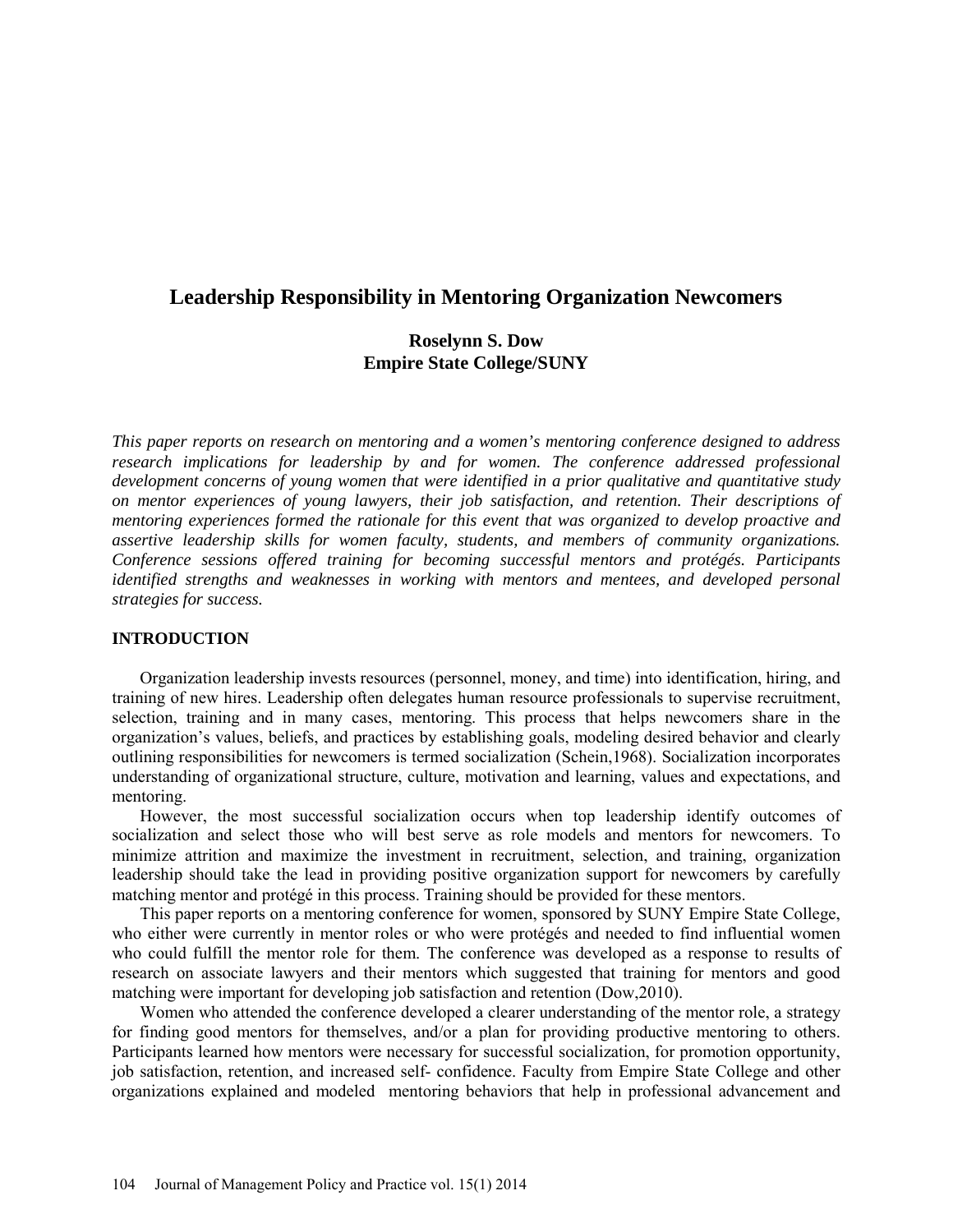# Leadership Responsibility in Mentoring Organization Newcomers

**Roselynn S. Dow**
**Empire State College/SUNY**

*This paper reports on research on mentoring and a women's mentoring conference designed to address research implications for leadership by and for women. The conference addressed professional development concerns of young women that were identified in a prior qualitative and quantitative study on mentor experiences of young lawyers, their job satisfaction, and retention. Their descriptions of mentoring experiences formed the rationale for this event that was organized to develop proactive and assertive leadership skills for women faculty, students, and members of community organizations. Conference sessions offered training for becoming successful mentors and protégés. Participants identified strengths and weaknesses in working with mentors and mentees, and developed personal strategies for success.*

## INTRODUCTION

Organization leadership invests resources (personnel, money, and time) into identification, hiring, and training of new hires. Leadership often delegates human resource professionals to supervise recruitment, selection, training and in many cases, mentoring. This process that helps newcomers share in the organization's values, beliefs, and practices by establishing goals, modeling desired behavior and clearly outlining responsibilities for newcomers is termed socialization (Schein,1968). Socialization incorporates understanding of organizational structure, culture, motivation and learning, values and expectations, and mentoring.

However, the most successful socialization occurs when top leadership identify outcomes of socialization and select those who will best serve as role models and mentors for newcomers. To minimize attrition and maximize the investment in recruitment, selection, and training, organization leadership should take the lead in providing positive organization support for newcomers by carefully matching mentor and protégé in this process. Training should be provided for these mentors.

This paper reports on a mentoring conference for women, sponsored by SUNY Empire State College, who either were currently in mentor roles or who were protégés and needed to find influential women who could fulfill the mentor role for them. The conference was developed as a response to results of research on associate lawyers and their mentors which suggested that training for mentors and good matching were important for developing job satisfaction and retention (Dow,2010).

Women who attended the conference developed a clearer understanding of the mentor role, a strategy for finding good mentors for themselves, and/or a plan for providing productive mentoring to others. Participants learned how mentors were necessary for successful socialization, for promotion opportunity, job satisfaction, retention, and increased self- confidence. Faculty from Empire State College and other organizations explained and modeled mentoring behaviors that help in professional advancement and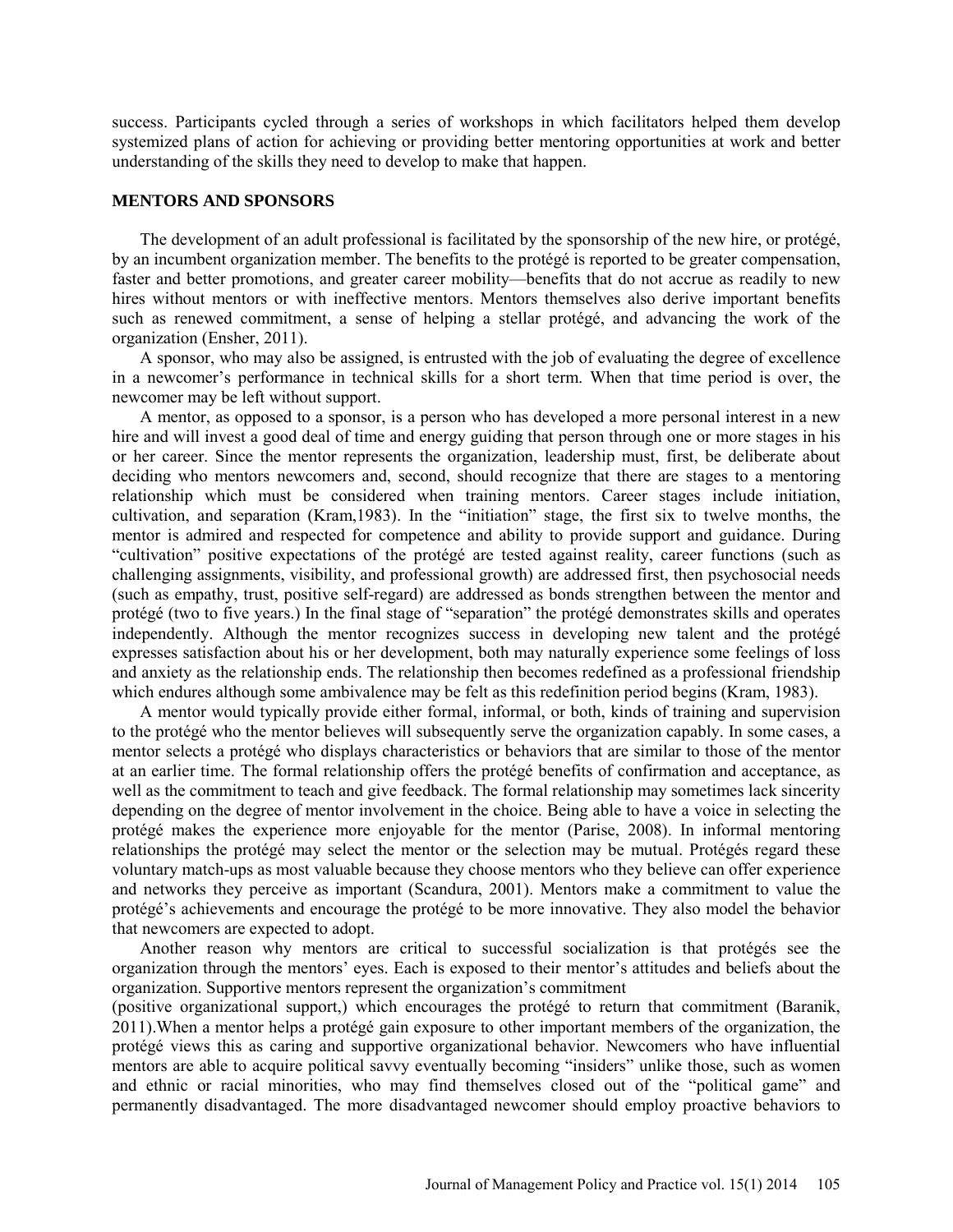success. Participants cycled through a series of workshops in which facilitators helped them develop systemized plans of action for achieving or providing better mentoring opportunities at work and better understanding of the skills they need to develop to make that happen.

## MENTORS AND SPONSORS

The development of an adult professional is facilitated by the sponsorship of the new hire, or protégé, by an incumbent organization member. The benefits to the protégé is reported to be greater compensation, faster and better promotions, and greater career mobility—benefits that do not accrue as readily to new hires without mentors or with ineffective mentors. Mentors themselves also derive important benefits such as renewed commitment, a sense of helping a stellar protégé, and advancing the work of the organization (Ensher, 2011).

A sponsor, who may also be assigned, is entrusted with the job of evaluating the degree of excellence in a newcomer's performance in technical skills for a short term. When that time period is over, the newcomer may be left without support.

A mentor, as opposed to a sponsor, is a person who has developed a more personal interest in a new hire and will invest a good deal of time and energy guiding that person through one or more stages in his or her career. Since the mentor represents the organization, leadership must, first, be deliberate about deciding who mentors newcomers and, second, should recognize that there are stages to a mentoring relationship which must be considered when training mentors. Career stages include initiation, cultivation, and separation (Kram,1983). In the "initiation" stage, the first six to twelve months, the mentor is admired and respected for competence and ability to provide support and guidance. During "cultivation" positive expectations of the protégé are tested against reality, career functions (such as challenging assignments, visibility, and professional growth) are addressed first, then psychosocial needs (such as empathy, trust, positive self-regard) are addressed as bonds strengthen between the mentor and protégé (two to five years.) In the final stage of "separation" the protégé demonstrates skills and operates independently. Although the mentor recognizes success in developing new talent and the protégé expresses satisfaction about his or her development, both may naturally experience some feelings of loss and anxiety as the relationship ends. The relationship then becomes redefined as a professional friendship which endures although some ambivalence may be felt as this redefinition period begins (Kram, 1983).

A mentor would typically provide either formal, informal, or both, kinds of training and supervision to the protégé who the mentor believes will subsequently serve the organization capably. In some cases, a mentor selects a protégé who displays characteristics or behaviors that are similar to those of the mentor at an earlier time. The formal relationship offers the protégé benefits of confirmation and acceptance, as well as the commitment to teach and give feedback. The formal relationship may sometimes lack sincerity depending on the degree of mentor involvement in the choice. Being able to have a voice in selecting the protégé makes the experience more enjoyable for the mentor (Parise, 2008). In informal mentoring relationships the protégé may select the mentor or the selection may be mutual. Protégés regard these voluntary match-ups as most valuable because they choose mentors who they believe can offer experience and networks they perceive as important (Scandura, 2001). Mentors make a commitment to value the protégé's achievements and encourage the protégé to be more innovative. They also model the behavior that newcomers are expected to adopt.

Another reason why mentors are critical to successful socialization is that protégés see the organization through the mentors' eyes. Each is exposed to their mentor's attitudes and beliefs about the organization. Supportive mentors represent the organization's commitment (positive organizational support,) which encourages the protégé to return that commitment (Baranik, 2011).When a mentor helps a protégé gain exposure to other important members of the organization, the protégé views this as caring and supportive organizational behavior. Newcomers who have influential mentors are able to acquire political savvy eventually becoming "insiders" unlike those, such as women and ethnic or racial minorities, who may find themselves closed out of the "political game" and permanently disadvantaged. The more disadvantaged newcomer should employ proactive behaviors to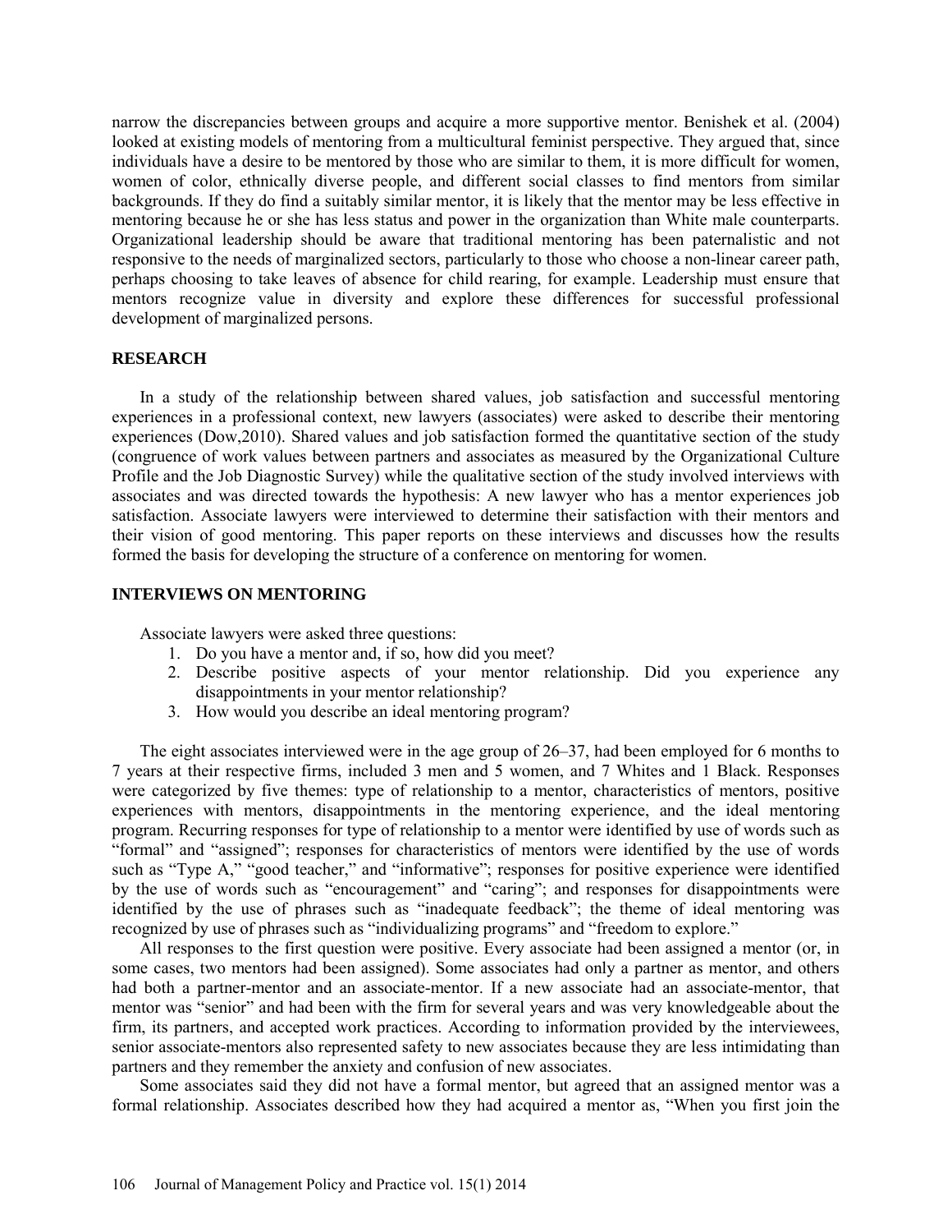narrow the discrepancies between groups and acquire a more supportive mentor. Benishek et al. (2004) looked at existing models of mentoring from a multicultural feminist perspective. They argued that, since individuals have a desire to be mentored by those who are similar to them, it is more difficult for women, women of color, ethnically diverse people, and different social classes to find mentors from similar backgrounds. If they do find a suitably similar mentor, it is likely that the mentor may be less effective in mentoring because he or she has less status and power in the organization than White male counterparts. Organizational leadership should be aware that traditional mentoring has been paternalistic and not responsive to the needs of marginalized sectors, particularly to those who choose a non-linear career path, perhaps choosing to take leaves of absence for child rearing, for example. Leadership must ensure that mentors recognize value in diversity and explore these differences for successful professional development of marginalized persons.

## RESEARCH

In a study of the relationship between shared values, job satisfaction and successful mentoring experiences in a professional context, new lawyers (associates) were asked to describe their mentoring experiences (Dow,2010). Shared values and job satisfaction formed the quantitative section of the study (congruence of work values between partners and associates as measured by the Organizational Culture Profile and the Job Diagnostic Survey) while the qualitative section of the study involved interviews with associates and was directed towards the hypothesis: A new lawyer who has a mentor experiences job satisfaction. Associate lawyers were interviewed to determine their satisfaction with their mentors and their vision of good mentoring. This paper reports on these interviews and discusses how the results formed the basis for developing the structure of a conference on mentoring for women.

## INTERVIEWS ON MENTORING

Associate lawyers were asked three questions:

1. Do you have a mentor and, if so, how did you meet?
2. Describe positive aspects of your mentor relationship. Did you experience any disappointments in your mentor relationship?
3. How would you describe an ideal mentoring program?

The eight associates interviewed were in the age group of 26–37, had been employed for 6 months to 7 years at their respective firms, included 3 men and 5 women, and 7 Whites and 1 Black. Responses were categorized by five themes: type of relationship to a mentor, characteristics of mentors, positive experiences with mentors, disappointments in the mentoring experience, and the ideal mentoring program. Recurring responses for type of relationship to a mentor were identified by use of words such as "formal" and "assigned"; responses for characteristics of mentors were identified by the use of words such as "Type A," "good teacher," and "informative"; responses for positive experience were identified by the use of words such as "encouragement" and "caring"; and responses for disappointments were identified by the use of phrases such as "inadequate feedback"; the theme of ideal mentoring was recognized by use of phrases such as "individualizing programs" and "freedom to explore."

All responses to the first question were positive. Every associate had been assigned a mentor (or, in some cases, two mentors had been assigned). Some associates had only a partner as mentor, and others had both a partner-mentor and an associate-mentor. If a new associate had an associate-mentor, that mentor was "senior" and had been with the firm for several years and was very knowledgeable about the firm, its partners, and accepted work practices. According to information provided by the interviewees, senior associate-mentors also represented safety to new associates because they are less intimidating than partners and they remember the anxiety and confusion of new associates.

Some associates said they did not have a formal mentor, but agreed that an assigned mentor was a formal relationship. Associates described how they had acquired a mentor as, "When you first join the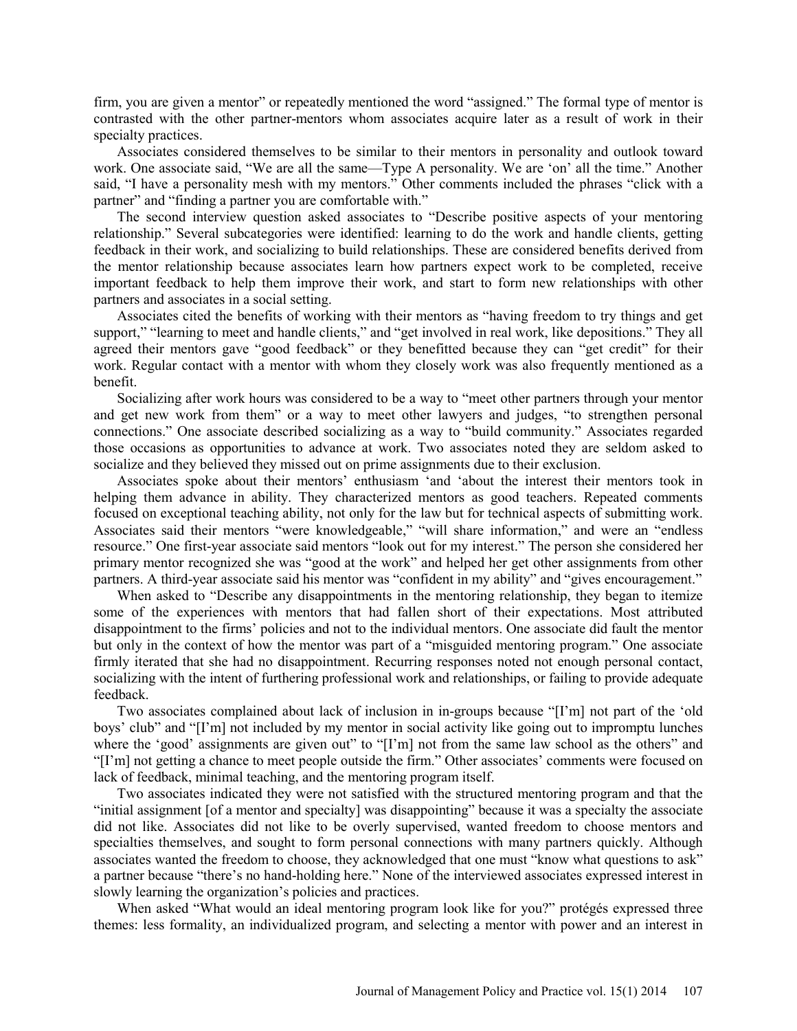firm, you are given a mentor" or repeatedly mentioned the word "assigned." The formal type of mentor is contrasted with the other partner-mentors whom associates acquire later as a result of work in their specialty practices.

Associates considered themselves to be similar to their mentors in personality and outlook toward work. One associate said, "We are all the same—Type A personality. We are 'on' all the time." Another said, "I have a personality mesh with my mentors." Other comments included the phrases "click with a partner" and "finding a partner you are comfortable with."

The second interview question asked associates to "Describe positive aspects of your mentoring relationship." Several subcategories were identified: learning to do the work and handle clients, getting feedback in their work, and socializing to build relationships. These are considered benefits derived from the mentor relationship because associates learn how partners expect work to be completed, receive important feedback to help them improve their work, and start to form new relationships with other partners and associates in a social setting.

Associates cited the benefits of working with their mentors as "having freedom to try things and get support," "learning to meet and handle clients," and "get involved in real work, like depositions." They all agreed their mentors gave "good feedback" or they benefitted because they can "get credit" for their work. Regular contact with a mentor with whom they closely work was also frequently mentioned as a benefit.

Socializing after work hours was considered to be a way to "meet other partners through your mentor and get new work from them" or a way to meet other lawyers and judges, "to strengthen personal connections." One associate described socializing as a way to "build community." Associates regarded those occasions as opportunities to advance at work. Two associates noted they are seldom asked to socialize and they believed they missed out on prime assignments due to their exclusion.

Associates spoke about their mentors' enthusiasm 'and 'about the interest their mentors took in helping them advance in ability. They characterized mentors as good teachers. Repeated comments focused on exceptional teaching ability, not only for the law but for technical aspects of submitting work. Associates said their mentors "were knowledgeable," "will share information," and were an "endless resource." One first-year associate said mentors "look out for my interest." The person she considered her primary mentor recognized she was "good at the work" and helped her get other assignments from other partners. A third-year associate said his mentor was "confident in my ability" and "gives encouragement."

When asked to "Describe any disappointments in the mentoring relationship, they began to itemize some of the experiences with mentors that had fallen short of their expectations. Most attributed disappointment to the firms' policies and not to the individual mentors. One associate did fault the mentor but only in the context of how the mentor was part of a "misguided mentoring program." One associate firmly iterated that she had no disappointment. Recurring responses noted not enough personal contact, socializing with the intent of furthering professional work and relationships, or failing to provide adequate feedback.

Two associates complained about lack of inclusion in in-groups because "[I'm] not part of the 'old boys' club" and "[I'm] not included by my mentor in social activity like going out to impromptu lunches where the 'good' assignments are given out" to "[I'm] not from the same law school as the others" and "[I'm] not getting a chance to meet people outside the firm." Other associates' comments were focused on lack of feedback, minimal teaching, and the mentoring program itself.

Two associates indicated they were not satisfied with the structured mentoring program and that the "initial assignment [of a mentor and specialty] was disappointing" because it was a specialty the associate did not like. Associates did not like to be overly supervised, wanted freedom to choose mentors and specialties themselves, and sought to form personal connections with many partners quickly. Although associates wanted the freedom to choose, they acknowledged that one must "know what questions to ask" a partner because "there's no hand-holding here." None of the interviewed associates expressed interest in slowly learning the organization's policies and practices.

When asked "What would an ideal mentoring program look like for you?" protégés expressed three themes: less formality, an individualized program, and selecting a mentor with power and an interest in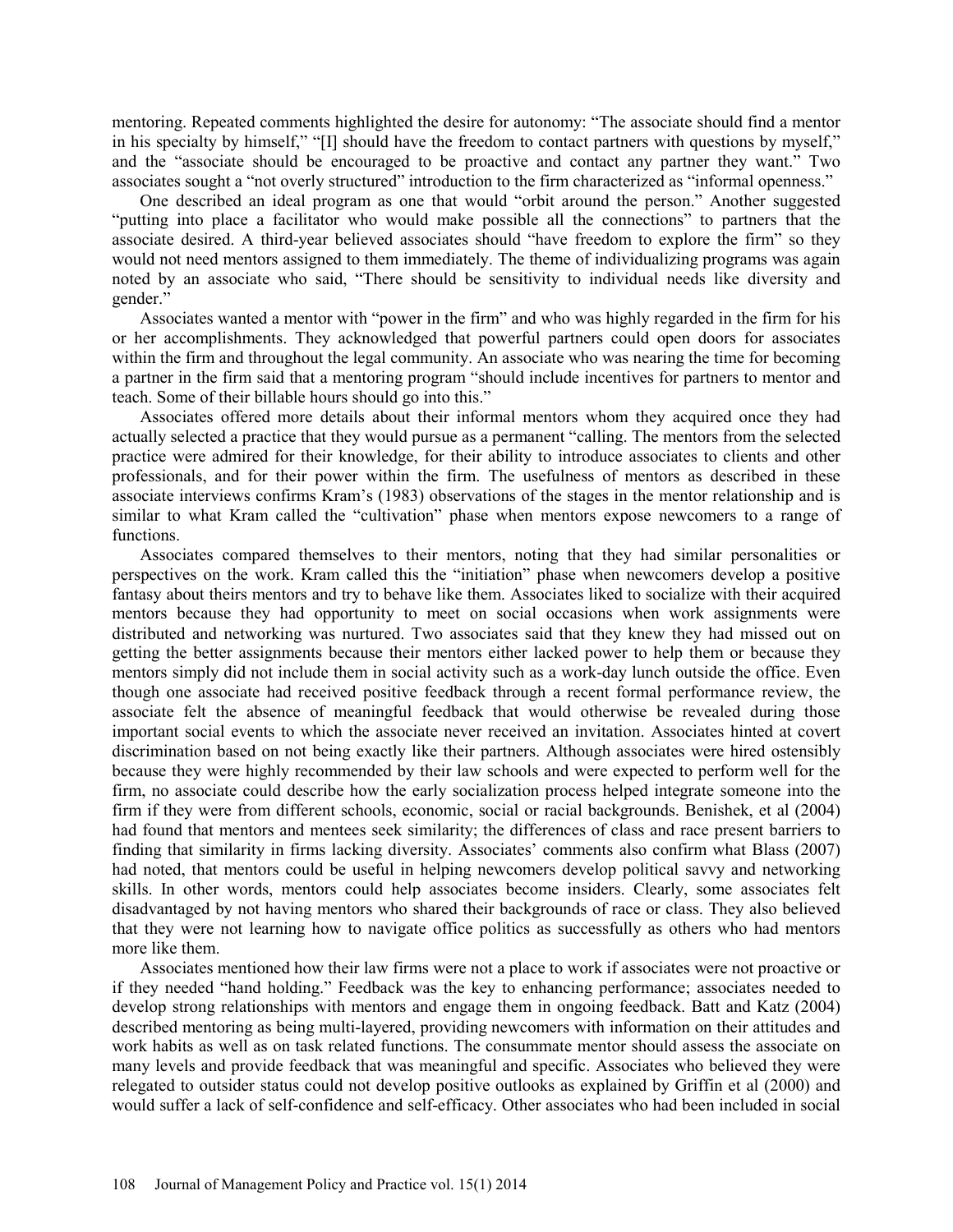mentoring. Repeated comments highlighted the desire for autonomy: "The associate should find a mentor in his specialty by himself," "[I] should have the freedom to contact partners with questions by myself," and the "associate should be encouraged to be proactive and contact any partner they want." Two associates sought a "not overly structured" introduction to the firm characterized as "informal openness."

One described an ideal program as one that would "orbit around the person." Another suggested "putting into place a facilitator who would make possible all the connections" to partners that the associate desired. A third-year believed associates should "have freedom to explore the firm" so they would not need mentors assigned to them immediately. The theme of individualizing programs was again noted by an associate who said, "There should be sensitivity to individual needs like diversity and gender."

Associates wanted a mentor with "power in the firm" and who was highly regarded in the firm for his or her accomplishments. They acknowledged that powerful partners could open doors for associates within the firm and throughout the legal community. An associate who was nearing the time for becoming a partner in the firm said that a mentoring program "should include incentives for partners to mentor and teach. Some of their billable hours should go into this."

Associates offered more details about their informal mentors whom they acquired once they had actually selected a practice that they would pursue as a permanent "calling. The mentors from the selected practice were admired for their knowledge, for their ability to introduce associates to clients and other professionals, and for their power within the firm. The usefulness of mentors as described in these associate interviews confirms Kram's (1983) observations of the stages in the mentor relationship and is similar to what Kram called the "cultivation" phase when mentors expose newcomers to a range of functions.

Associates compared themselves to their mentors, noting that they had similar personalities or perspectives on the work. Kram called this the "initiation" phase when newcomers develop a positive fantasy about theirs mentors and try to behave like them. Associates liked to socialize with their acquired mentors because they had opportunity to meet on social occasions when work assignments were distributed and networking was nurtured. Two associates said that they knew they had missed out on getting the better assignments because their mentors either lacked power to help them or because they mentors simply did not include them in social activity such as a work-day lunch outside the office. Even though one associate had received positive feedback through a recent formal performance review, the associate felt the absence of meaningful feedback that would otherwise be revealed during those important social events to which the associate never received an invitation. Associates hinted at covert discrimination based on not being exactly like their partners. Although associates were hired ostensibly because they were highly recommended by their law schools and were expected to perform well for the firm, no associate could describe how the early socialization process helped integrate someone into the firm if they were from different schools, economic, social or racial backgrounds. Benishek, et al (2004) had found that mentors and mentees seek similarity; the differences of class and race present barriers to finding that similarity in firms lacking diversity. Associates' comments also confirm what Blass (2007) had noted, that mentors could be useful in helping newcomers develop political savvy and networking skills. In other words, mentors could help associates become insiders. Clearly, some associates felt disadvantaged by not having mentors who shared their backgrounds of race or class. They also believed that they were not learning how to navigate office politics as successfully as others who had mentors more like them.

Associates mentioned how their law firms were not a place to work if associates were not proactive or if they needed "hand holding." Feedback was the key to enhancing performance; associates needed to develop strong relationships with mentors and engage them in ongoing feedback. Batt and Katz (2004) described mentoring as being multi-layered, providing newcomers with information on their attitudes and work habits as well as on task related functions. The consummate mentor should assess the associate on many levels and provide feedback that was meaningful and specific. Associates who believed they were relegated to outsider status could not develop positive outlooks as explained by Griffin et al (2000) and would suffer a lack of self-confidence and self-efficacy. Other associates who had been included in social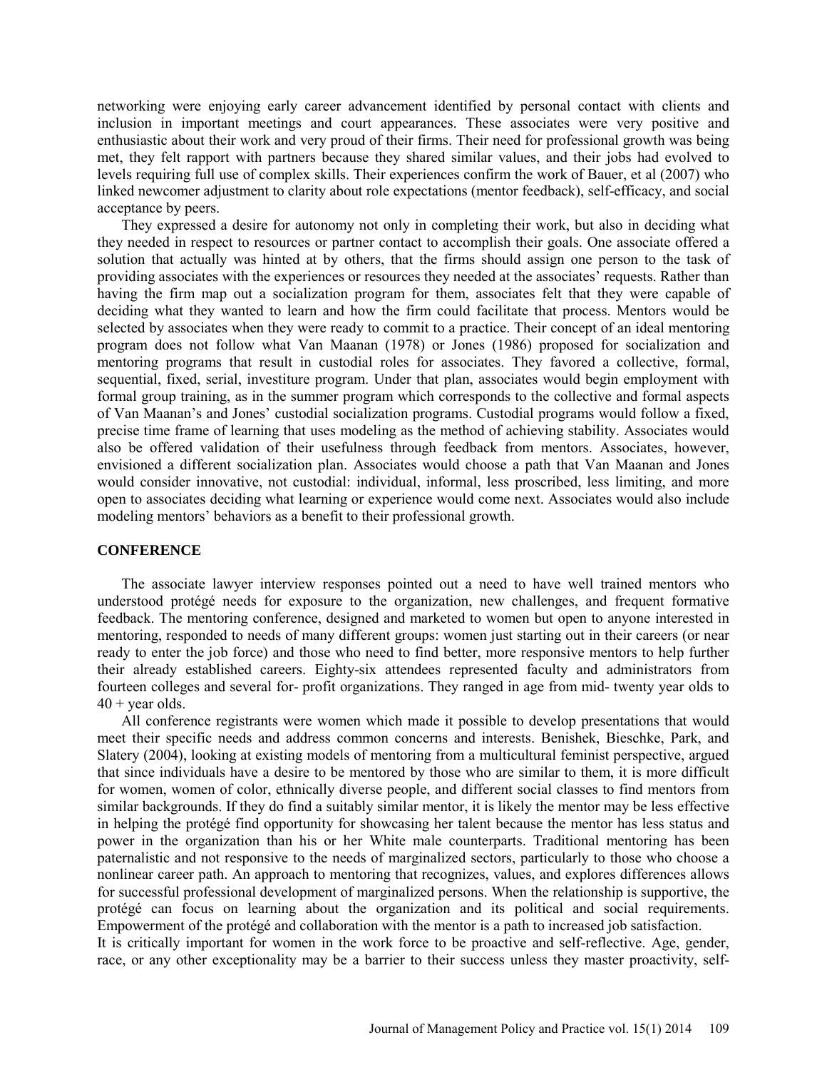networking were enjoying early career advancement identified by personal contact with clients and inclusion in important meetings and court appearances. These associates were very positive and enthusiastic about their work and very proud of their firms. Their need for professional growth was being met, they felt rapport with partners because they shared similar values, and their jobs had evolved to levels requiring full use of complex skills. Their experiences confirm the work of Bauer, et al (2007) who linked newcomer adjustment to clarity about role expectations (mentor feedback), self-efficacy, and social acceptance by peers.

They expressed a desire for autonomy not only in completing their work, but also in deciding what they needed in respect to resources or partner contact to accomplish their goals. One associate offered a solution that actually was hinted at by others, that the firms should assign one person to the task of providing associates with the experiences or resources they needed at the associates' requests. Rather than having the firm map out a socialization program for them, associates felt that they were capable of deciding what they wanted to learn and how the firm could facilitate that process. Mentors would be selected by associates when they were ready to commit to a practice. Their concept of an ideal mentoring program does not follow what Van Maanan (1978) or Jones (1986) proposed for socialization and mentoring programs that result in custodial roles for associates. They favored a collective, formal, sequential, fixed, serial, investiture program. Under that plan, associates would begin employment with formal group training, as in the summer program which corresponds to the collective and formal aspects of Van Maanan's and Jones' custodial socialization programs. Custodial programs would follow a fixed, precise time frame of learning that uses modeling as the method of achieving stability. Associates would also be offered validation of their usefulness through feedback from mentors. Associates, however, envisioned a different socialization plan. Associates would choose a path that Van Maanan and Jones would consider innovative, not custodial: individual, informal, less proscribed, less limiting, and more open to associates deciding what learning or experience would come next. Associates would also include modeling mentors' behaviors as a benefit to their professional growth.

## CONFERENCE

The associate lawyer interview responses pointed out a need to have well trained mentors who understood protégé needs for exposure to the organization, new challenges, and frequent formative feedback. The mentoring conference, designed and marketed to women but open to anyone interested in mentoring, responded to needs of many different groups: women just starting out in their careers (or near ready to enter the job force) and those who need to find better, more responsive mentors to help further their already established careers. Eighty-six attendees represented faculty and administrators from fourteen colleges and several for- profit organizations. They ranged in age from mid- twenty year olds to 40 + year olds.

All conference registrants were women which made it possible to develop presentations that would meet their specific needs and address common concerns and interests. Benishek, Bieschke, Park, and Slatery (2004), looking at existing models of mentoring from a multicultural feminist perspective, argued that since individuals have a desire to be mentored by those who are similar to them, it is more difficult for women, women of color, ethnically diverse people, and different social classes to find mentors from similar backgrounds. If they do find a suitably similar mentor, it is likely the mentor may be less effective in helping the protégé find opportunity for showcasing her talent because the mentor has less status and power in the organization than his or her White male counterparts. Traditional mentoring has been paternalistic and not responsive to the needs of marginalized sectors, particularly to those who choose a nonlinear career path. An approach to mentoring that recognizes, values, and explores differences allows for successful professional development of marginalized persons. When the relationship is supportive, the protégé can focus on learning about the organization and its political and social requirements. Empowerment of the protégé and collaboration with the mentor is a path to increased job satisfaction.

It is critically important for women in the work force to be proactive and self-reflective. Age, gender, race, or any other exceptionality may be a barrier to their success unless they master proactivity, self-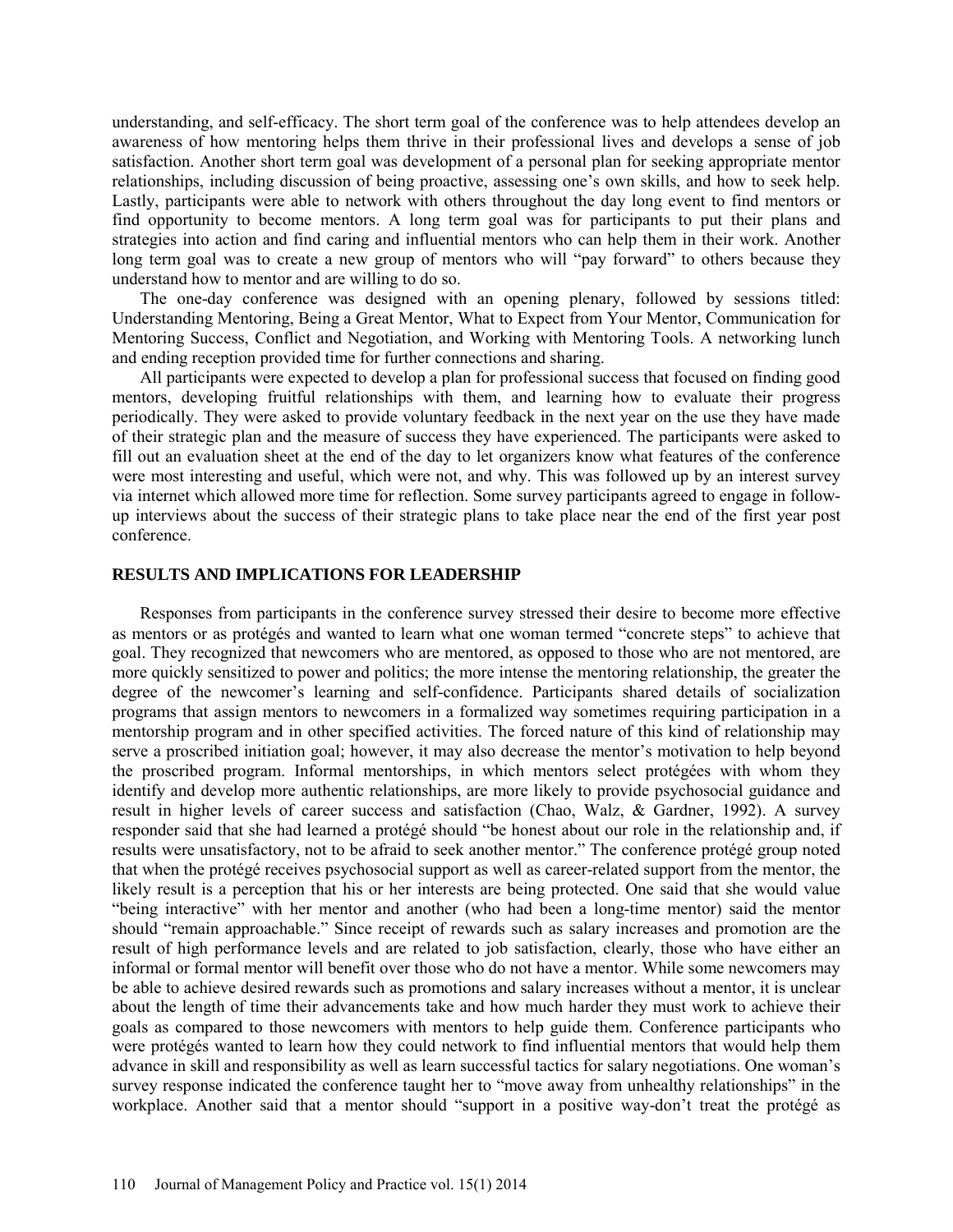understanding, and self-efficacy. The short term goal of the conference was to help attendees develop an awareness of how mentoring helps them thrive in their professional lives and develops a sense of job satisfaction. Another short term goal was development of a personal plan for seeking appropriate mentor relationships, including discussion of being proactive, assessing one's own skills, and how to seek help. Lastly, participants were able to network with others throughout the day long event to find mentors or find opportunity to become mentors. A long term goal was for participants to put their plans and strategies into action and find caring and influential mentors who can help them in their work. Another long term goal was to create a new group of mentors who will "pay forward" to others because they understand how to mentor and are willing to do so.

The one-day conference was designed with an opening plenary, followed by sessions titled: Understanding Mentoring, Being a Great Mentor, What to Expect from Your Mentor, Communication for Mentoring Success, Conflict and Negotiation, and Working with Mentoring Tools. A networking lunch and ending reception provided time for further connections and sharing.

All participants were expected to develop a plan for professional success that focused on finding good mentors, developing fruitful relationships with them, and learning how to evaluate their progress periodically. They were asked to provide voluntary feedback in the next year on the use they have made of their strategic plan and the measure of success they have experienced. The participants were asked to fill out an evaluation sheet at the end of the day to let organizers know what features of the conference were most interesting and useful, which were not, and why. This was followed up by an interest survey via internet which allowed more time for reflection. Some survey participants agreed to engage in follow-up interviews about the success of their strategic plans to take place near the end of the first year post conference.

## RESULTS AND IMPLICATIONS FOR LEADERSHIP

Responses from participants in the conference survey stressed their desire to become more effective as mentors or as protégés and wanted to learn what one woman termed "concrete steps" to achieve that goal. They recognized that newcomers who are mentored, as opposed to those who are not mentored, are more quickly sensitized to power and politics; the more intense the mentoring relationship, the greater the degree of the newcomer's learning and self-confidence. Participants shared details of socialization programs that assign mentors to newcomers in a formalized way sometimes requiring participation in a mentorship program and in other specified activities. The forced nature of this kind of relationship may serve a proscribed initiation goal; however, it may also decrease the mentor's motivation to help beyond the proscribed program. Informal mentorships, in which mentors select protégées with whom they identify and develop more authentic relationships, are more likely to provide psychosocial guidance and result in higher levels of career success and satisfaction (Chao, Walz, & Gardner, 1992). A survey responder said that she had learned a protégé should "be honest about our role in the relationship and, if results were unsatisfactory, not to be afraid to seek another mentor." The conference protégé group noted that when the protégé receives psychosocial support as well as career-related support from the mentor, the likely result is a perception that his or her interests are being protected. One said that she would value "being interactive" with her mentor and another (who had been a long-time mentor) said the mentor should "remain approachable." Since receipt of rewards such as salary increases and promotion are the result of high performance levels and are related to job satisfaction, clearly, those who have either an informal or formal mentor will benefit over those who do not have a mentor. While some newcomers may be able to achieve desired rewards such as promotions and salary increases without a mentor, it is unclear about the length of time their advancements take and how much harder they must work to achieve their goals as compared to those newcomers with mentors to help guide them. Conference participants who were protégés wanted to learn how they could network to find influential mentors that would help them advance in skill and responsibility as well as learn successful tactics for salary negotiations. One woman's survey response indicated the conference taught her to "move away from unhealthy relationships" in the workplace. Another said that a mentor should "support in a positive way-don't treat the protégé as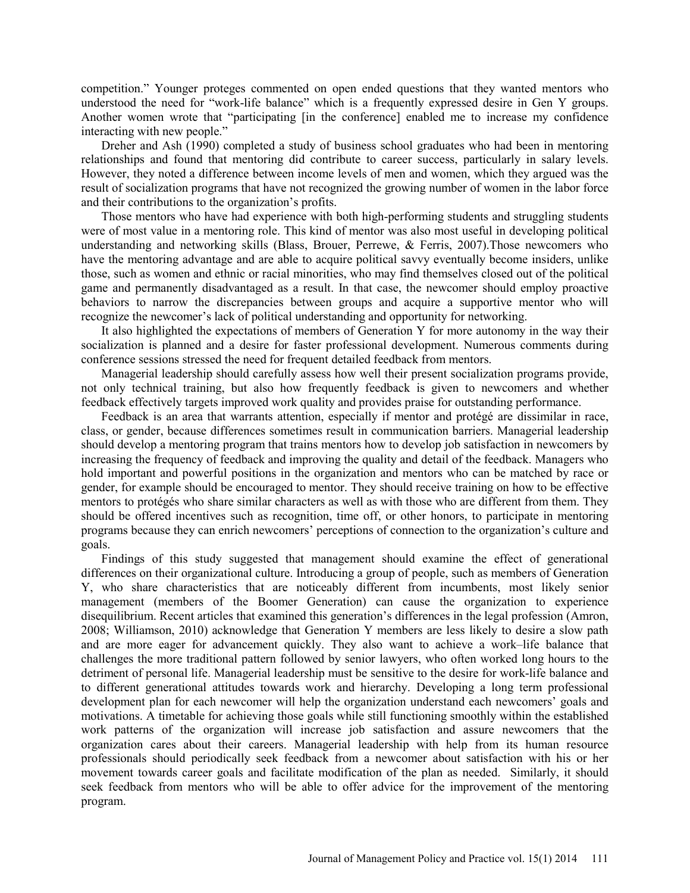competition." Younger proteges commented on open ended questions that they wanted mentors who understood the need for "work-life balance" which is a frequently expressed desire in Gen Y groups. Another women wrote that "participating [in the conference] enabled me to increase my confidence interacting with new people."

Dreher and Ash (1990) completed a study of business school graduates who had been in mentoring relationships and found that mentoring did contribute to career success, particularly in salary levels. However, they noted a difference between income levels of men and women, which they argued was the result of socialization programs that have not recognized the growing number of women in the labor force and their contributions to the organization's profits.

Those mentors who have had experience with both high-performing students and struggling students were of most value in a mentoring role. This kind of mentor was also most useful in developing political understanding and networking skills (Blass, Brouer, Perrewe, & Ferris, 2007).Those newcomers who have the mentoring advantage and are able to acquire political savvy eventually become insiders, unlike those, such as women and ethnic or racial minorities, who may find themselves closed out of the political game and permanently disadvantaged as a result. In that case, the newcomer should employ proactive behaviors to narrow the discrepancies between groups and acquire a supportive mentor who will recognize the newcomer's lack of political understanding and opportunity for networking.

It also highlighted the expectations of members of Generation Y for more autonomy in the way their socialization is planned and a desire for faster professional development. Numerous comments during conference sessions stressed the need for frequent detailed feedback from mentors.

Managerial leadership should carefully assess how well their present socialization programs provide, not only technical training, but also how frequently feedback is given to newcomers and whether feedback effectively targets improved work quality and provides praise for outstanding performance.

Feedback is an area that warrants attention, especially if mentor and protégé are dissimilar in race, class, or gender, because differences sometimes result in communication barriers. Managerial leadership should develop a mentoring program that trains mentors how to develop job satisfaction in newcomers by increasing the frequency of feedback and improving the quality and detail of the feedback. Managers who hold important and powerful positions in the organization and mentors who can be matched by race or gender, for example should be encouraged to mentor. They should receive training on how to be effective mentors to protégés who share similar characters as well as with those who are different from them. They should be offered incentives such as recognition, time off, or other honors, to participate in mentoring programs because they can enrich newcomers' perceptions of connection to the organization's culture and goals.

Findings of this study suggested that management should examine the effect of generational differences on their organizational culture. Introducing a group of people, such as members of Generation Y, who share characteristics that are noticeably different from incumbents, most likely senior management (members of the Boomer Generation) can cause the organization to experience disequilibrium. Recent articles that examined this generation's differences in the legal profession (Amron, 2008; Williamson, 2010) acknowledge that Generation Y members are less likely to desire a slow path and are more eager for advancement quickly. They also want to achieve a work–life balance that challenges the more traditional pattern followed by senior lawyers, who often worked long hours to the detriment of personal life. Managerial leadership must be sensitive to the desire for work-life balance and to different generational attitudes towards work and hierarchy. Developing a long term professional development plan for each newcomer will help the organization understand each newcomers' goals and motivations. A timetable for achieving those goals while still functioning smoothly within the established work patterns of the organization will increase job satisfaction and assure newcomers that the organization cares about their careers. Managerial leadership with help from its human resource professionals should periodically seek feedback from a newcomer about satisfaction with his or her movement towards career goals and facilitate modification of the plan as needed. Similarly, it should seek feedback from mentors who will be able to offer advice for the improvement of the mentoring program.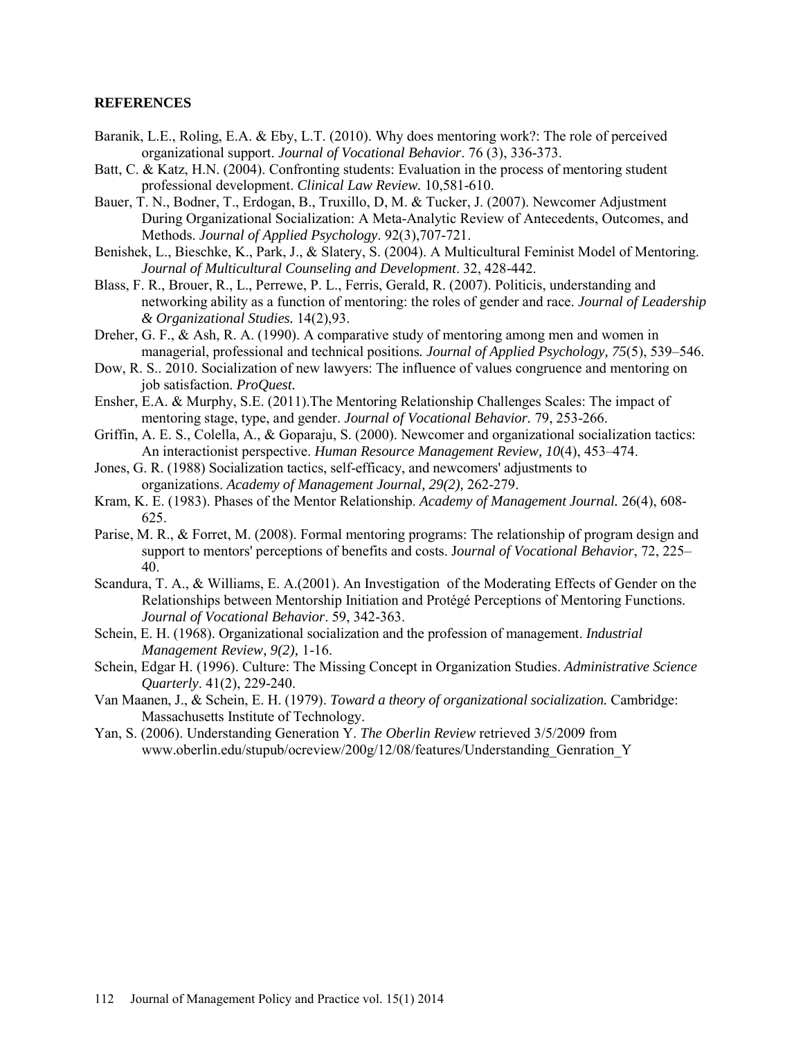**REFERENCES**

Baranik, L.E., Roling, E.A. & Eby, L.T. (2010). Why does mentoring work?: The role of perceived organizational support. *Journal of Vocational Behavior*. 76 (3), 336-373.

Batt, C. & Katz, H.N. (2004). Confronting students: Evaluation in the process of mentoring student professional development. *Clinical Law Review.* 10,581-610.

Bauer, T. N., Bodner, T., Erdogan, B., Truxillo, D, M. & Tucker, J. (2007). Newcomer Adjustment During Organizational Socialization: A Meta-Analytic Review of Antecedents, Outcomes, and Methods. *Journal of Applied Psychology*. 92(3),707-721.

Benishek, L., Bieschke, K., Park, J., & Slatery, S. (2004). A Multicultural Feminist Model of Mentoring. *Journal of Multicultural Counseling and Development*. 32, 428-442.

Blass, F. R., Brouer, R., L., Perrewe, P. L., Ferris, Gerald, R. (2007). Politicis, understanding and networking ability as a function of mentoring: the roles of gender and race. *Journal of Leadership & Organizational Studies.* 14(2),93.

Dreher, G. F., & Ash, R. A. (1990). A comparative study of mentoring among men and women in managerial, professional and technical positions*. Journal of Applied Psychology, 75*(5), 539–546.

Dow, R. S.. 2010. Socialization of new lawyers: The influence of values congruence and mentoring on job satisfaction. *ProQuest.*

Ensher, E.A. & Murphy, S.E. (2011).The Mentoring Relationship Challenges Scales: The impact of mentoring stage, type, and gender. *Journal of Vocational Behavior.* 79, 253-266.

Griffin, A. E. S., Colella, A., & Goparaju, S. (2000). Newcomer and organizational socialization tactics: An interactionist perspective. *Human Resource Management Review, 10*(4), 453–474.

Jones, G. R. (1988) Socialization tactics, self-efficacy, and newcomers' adjustments to organizations. *Academy of Management Journal, 29(2),* 262-279.

Kram, K. E. (1983). Phases of the Mentor Relationship. *Academy of Management Journal.* 26(4), 608-625.

Parise, M. R., & Forret, M. (2008). Formal mentoring programs: The relationship of program design and support to mentors' perceptions of benefits and costs. J*ournal of Vocational Behavior*, 72, 225–40.

Scandura, T. A., & Williams, E. A.(2001). An Investigation of the Moderating Effects of Gender on the Relationships between Mentorship Initiation and Protégé Perceptions of Mentoring Functions. *Journal of Vocational Behavior*. 59, 342-363.

Schein, E. H. (1968). Organizational socialization and the profession of management. *Industrial Management Review, 9(2),* 1-16.

Schein, Edgar H. (1996). Culture: The Missing Concept in Organization Studies. *Administrative Science Quarterly*. 41(2), 229-240.

Van Maanen, J., & Schein, E. H. (1979). *Toward a theory of organizational socialization.* Cambridge: Massachusetts Institute of Technology.

Yan, S. (2006). Understanding Generation Y. *The Oberlin Review* retrieved 3/5/2009 from www.oberlin.edu/stupub/ocreview/200g/12/08/features/Understanding_Genration_Y